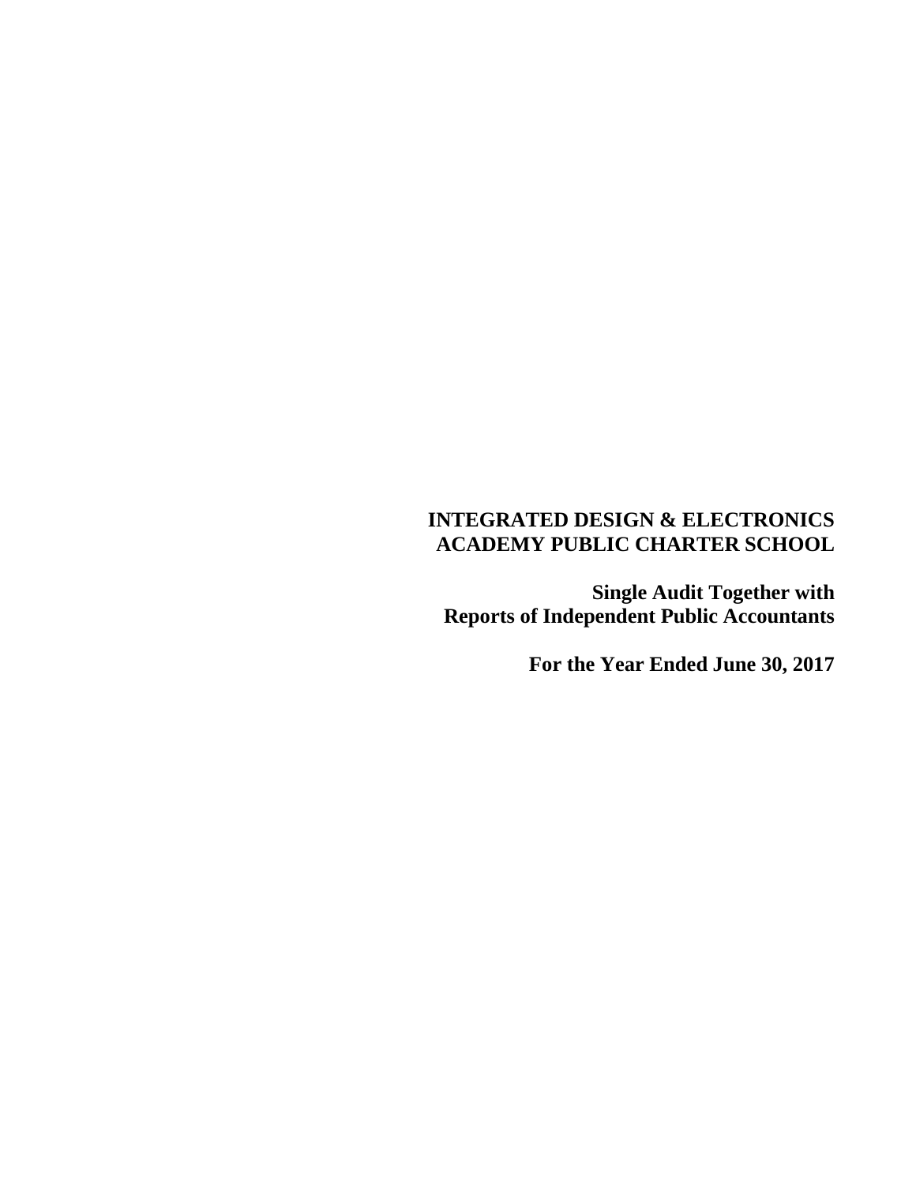**INTEGRATED DESIGN & ELECTRONICS ACADEMY PUBLIC CHARTER SCHOOL**

**Single Audit Together with Reports of Independent Public Accountants**

**For the Year Ended June 30, 2017**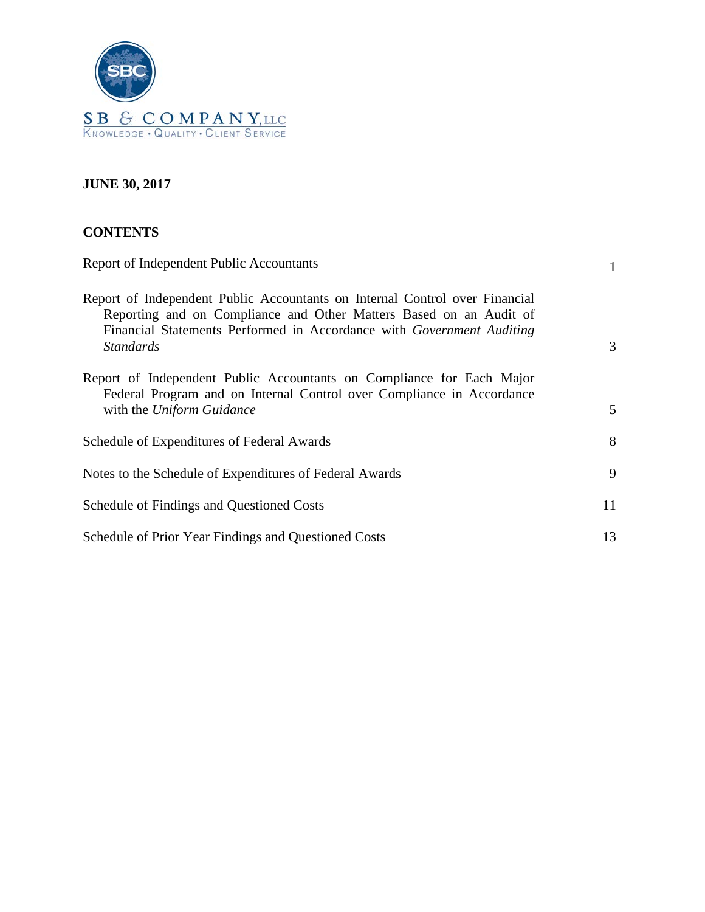SB & COMPANY, LLC

KNOWLEDGE • QUALITY • CLIENT SERVICE

**JUNE 30, 2017**

**CONTENTS**

| | |
|---|---|
| Report of Independent Public Accountants | 1 |
| Report of Independent Public Accountants on Internal Control over Financial Reporting and on Compliance and Other Matters Based on an Audit of Financial Statements Performed in Accordance with *Government Auditing Standards* | 3 |
| Report of Independent Public Accountants on Compliance for Each Major Federal Program and on Internal Control over Compliance in Accordance with the *Uniform Guidance* | 5 |
| Schedule of Expenditures of Federal Awards | 8 |
| Notes to the Schedule of Expenditures of Federal Awards | 9 |
| Schedule of Findings and Questioned Costs | 11 |
| Schedule of Prior Year Findings and Questioned Costs | 13 |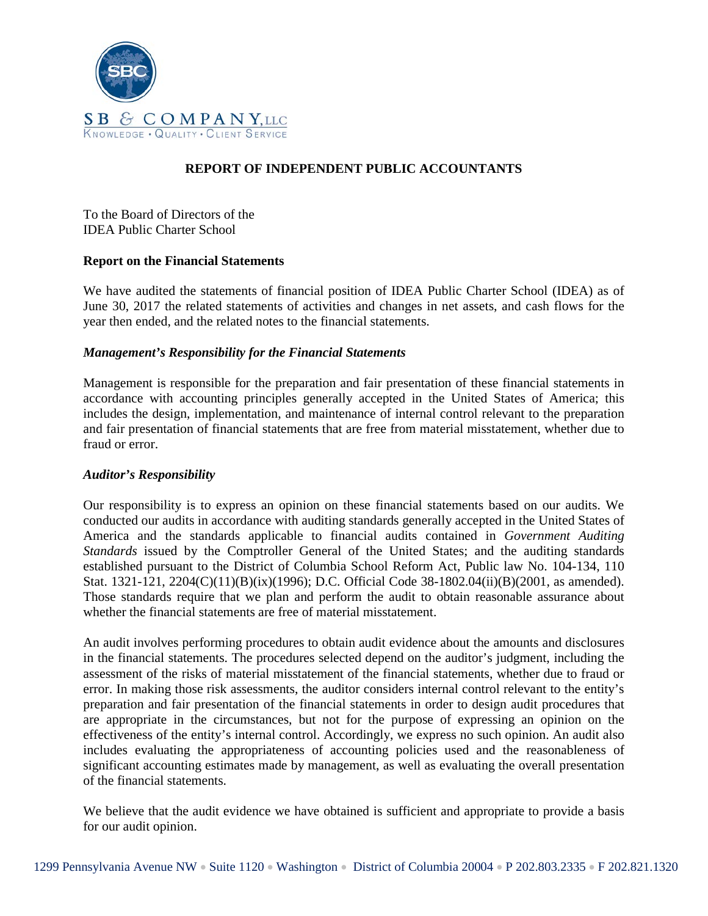SB & COMPANY, LLC
KNOWLEDGE • QUALITY • CLIENT SERVICE

## REPORT OF INDEPENDENT PUBLIC ACCOUNTANTS

To the Board of Directors of the
IDEA Public Charter School

### Report on the Financial Statements

We have audited the statements of financial position of IDEA Public Charter School (IDEA) as of June 30, 2017 the related statements of activities and changes in net assets, and cash flows for the year then ended, and the related notes to the financial statements.

#### *Management's Responsibility for the Financial Statements*

Management is responsible for the preparation and fair presentation of these financial statements in accordance with accounting principles generally accepted in the United States of America; this includes the design, implementation, and maintenance of internal control relevant to the preparation and fair presentation of financial statements that are free from material misstatement, whether due to fraud or error.

#### *Auditor's Responsibility*

Our responsibility is to express an opinion on these financial statements based on our audits. We conducted our audits in accordance with auditing standards generally accepted in the United States of America and the standards applicable to financial audits contained in *Government Auditing Standards* issued by the Comptroller General of the United States; and the auditing standards established pursuant to the District of Columbia School Reform Act, Public law No. 104-134, 110 Stat. 1321-121, 2204(C)(11)(B)(ix)(1996); D.C. Official Code 38-1802.04(ii)(B)(2001, as amended). Those standards require that we plan and perform the audit to obtain reasonable assurance about whether the financial statements are free of material misstatement.

An audit involves performing procedures to obtain audit evidence about the amounts and disclosures in the financial statements. The procedures selected depend on the auditor's judgment, including the assessment of the risks of material misstatement of the financial statements, whether due to fraud or error. In making those risk assessments, the auditor considers internal control relevant to the entity's preparation and fair presentation of the financial statements in order to design audit procedures that are appropriate in the circumstances, but not for the purpose of expressing an opinion on the effectiveness of the entity's internal control. Accordingly, we express no such opinion. An audit also includes evaluating the appropriateness of accounting policies used and the reasonableness of significant accounting estimates made by management, as well as evaluating the overall presentation of the financial statements.

We believe that the audit evidence we have obtained is sufficient and appropriate to provide a basis for our audit opinion.

1299 Pennsylvania Avenue NW • Suite 1120 • Washington • District of Columbia 20004 • P 202.803.2335 • F 202.821.1320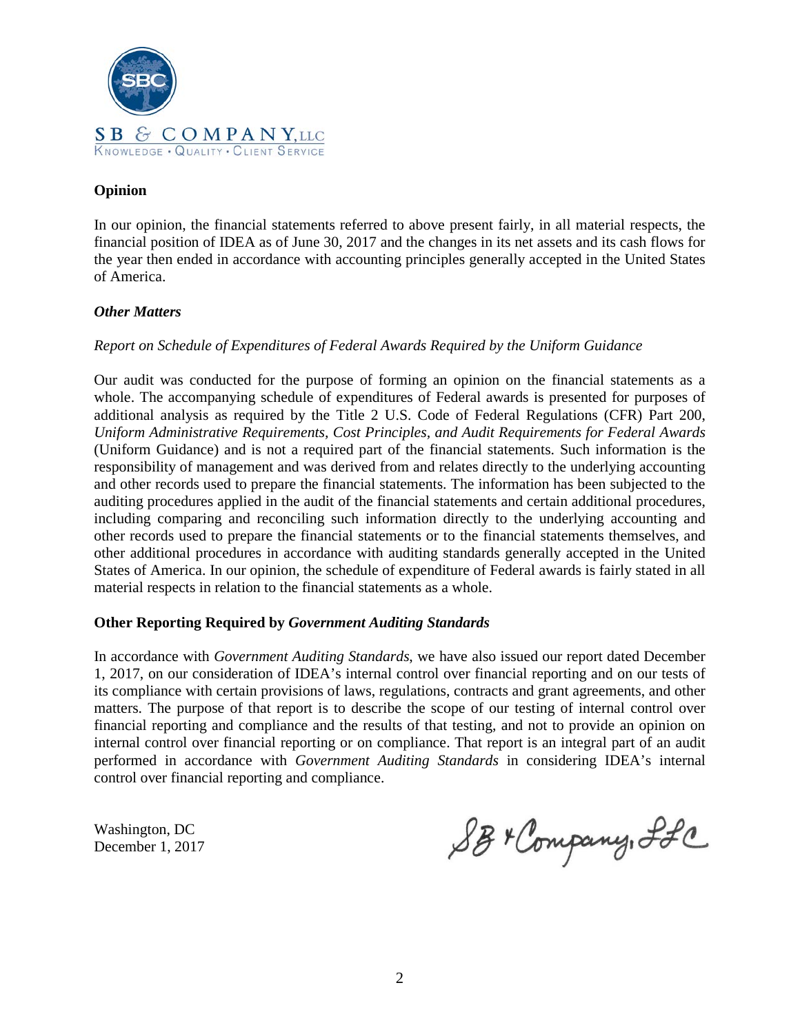## Opinion

In our opinion, the financial statements referred to above present fairly, in all material respects, the financial position of IDEA as of June 30, 2017 and the changes in its net assets and its cash flows for the year then ended in accordance with accounting principles generally accepted in the United States of America.

### *Other Matters*

*Report on Schedule of Expenditures of Federal Awards Required by the Uniform Guidance*

Our audit was conducted for the purpose of forming an opinion on the financial statements as a whole. The accompanying schedule of expenditures of Federal awards is presented for purposes of additional analysis as required by the Title 2 U.S. Code of Federal Regulations (CFR) Part 200, *Uniform Administrative Requirements, Cost Principles, and Audit Requirements for Federal Awards* (Uniform Guidance) and is not a required part of the financial statements. Such information is the responsibility of management and was derived from and relates directly to the underlying accounting and other records used to prepare the financial statements. The information has been subjected to the auditing procedures applied in the audit of the financial statements and certain additional procedures, including comparing and reconciling such information directly to the underlying accounting and other records used to prepare the financial statements or to the financial statements themselves, and other additional procedures in accordance with auditing standards generally accepted in the United States of America. In our opinion, the schedule of expenditure of Federal awards is fairly stated in all material respects in relation to the financial statements as a whole.

## Other Reporting Required by *Government Auditing Standards*

In accordance with *Government Auditing Standards*, we have also issued our report dated December 1, 2017, on our consideration of IDEA's internal control over financial reporting and on our tests of its compliance with certain provisions of laws, regulations, contracts and grant agreements, and other matters. The purpose of that report is to describe the scope of our testing of internal control over financial reporting and compliance and the results of that testing, and not to provide an opinion on internal control over financial reporting or on compliance. That report is an integral part of an audit performed in accordance with *Government Auditing Standards* in considering IDEA's internal control over financial reporting and compliance.

Washington, DC
December 1, 2017

SB & Company, LLC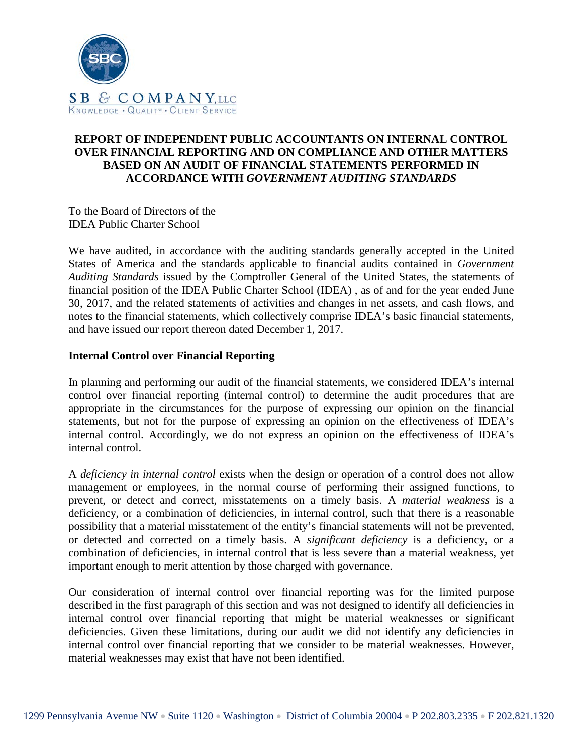# REPORT OF INDEPENDENT PUBLIC ACCOUNTANTS ON INTERNAL CONTROL OVER FINANCIAL REPORTING AND ON COMPLIANCE AND OTHER MATTERS BASED ON AN AUDIT OF FINANCIAL STATEMENTS PERFORMED IN ACCORDANCE WITH *GOVERNMENT AUDITING STANDARDS*

To the Board of Directors of the
IDEA Public Charter School

We have audited, in accordance with the auditing standards generally accepted in the United States of America and the standards applicable to financial audits contained in *Government Auditing Standards* issued by the Comptroller General of the United States, the statements of financial position of the IDEA Public Charter School (IDEA) , as of and for the year ended June 30, 2017, and the related statements of activities and changes in net assets, and cash flows, and notes to the financial statements, which collectively comprise IDEA's basic financial statements, and have issued our report thereon dated December 1, 2017.

## Internal Control over Financial Reporting

In planning and performing our audit of the financial statements, we considered IDEA's internal control over financial reporting (internal control) to determine the audit procedures that are appropriate in the circumstances for the purpose of expressing our opinion on the financial statements, but not for the purpose of expressing an opinion on the effectiveness of IDEA's internal control. Accordingly, we do not express an opinion on the effectiveness of IDEA's internal control.

A *deficiency in internal control* exists when the design or operation of a control does not allow management or employees, in the normal course of performing their assigned functions, to prevent, or detect and correct, misstatements on a timely basis. A *material weakness* is a deficiency, or a combination of deficiencies, in internal control, such that there is a reasonable possibility that a material misstatement of the entity's financial statements will not be prevented, or detected and corrected on a timely basis. A *significant deficiency* is a deficiency, or a combination of deficiencies, in internal control that is less severe than a material weakness, yet important enough to merit attention by those charged with governance.

Our consideration of internal control over financial reporting was for the limited purpose described in the first paragraph of this section and was not designed to identify all deficiencies in internal control over financial reporting that might be material weaknesses or significant deficiencies. Given these limitations, during our audit we did not identify any deficiencies in internal control over financial reporting that we consider to be material weaknesses. However, material weaknesses may exist that have not been identified.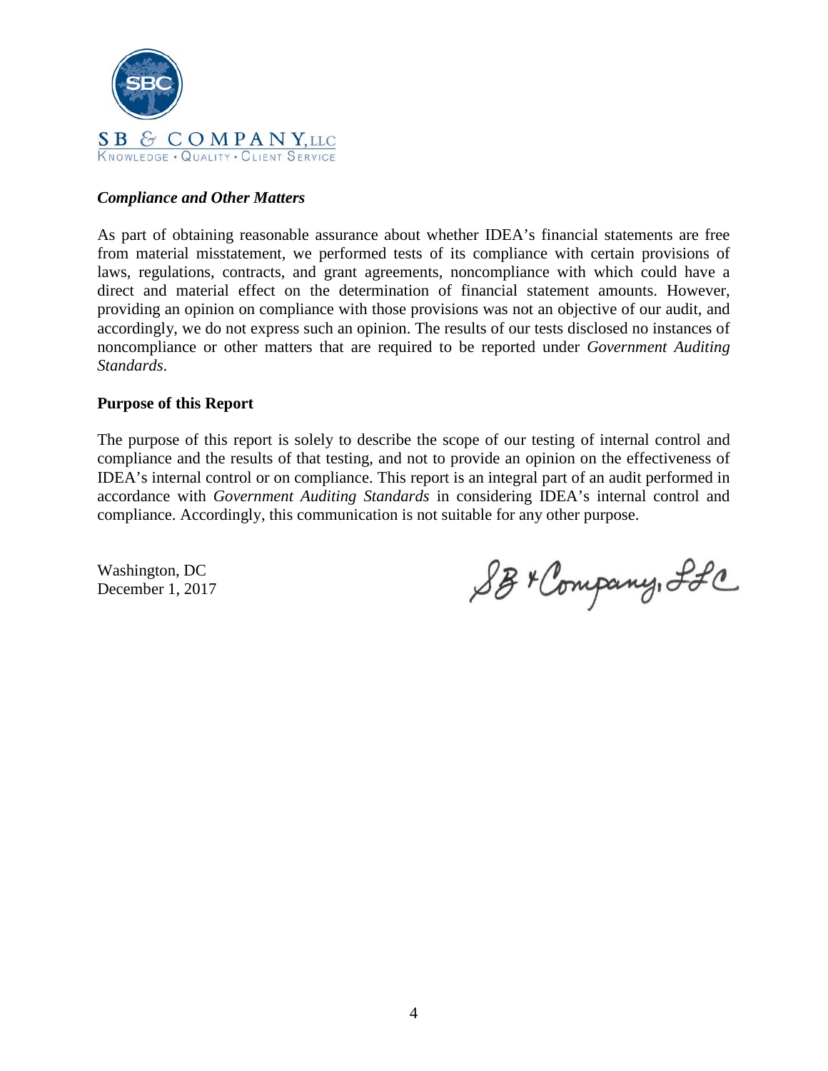SB & COMPANY, LLC
KNOWLEDGE • QUALITY • CLIENT SERVICE

***Compliance and Other Matters***

As part of obtaining reasonable assurance about whether IDEA's financial statements are free from material misstatement, we performed tests of its compliance with certain provisions of laws, regulations, contracts, and grant agreements, noncompliance with which could have a direct and material effect on the determination of financial statement amounts. However, providing an opinion on compliance with those provisions was not an objective of our audit, and accordingly, we do not express such an opinion. The results of our tests disclosed no instances of noncompliance or other matters that are required to be reported under *Government Auditing Standards*.

**Purpose of this Report**

The purpose of this report is solely to describe the scope of our testing of internal control and compliance and the results of that testing, and not to provide an opinion on the effectiveness of IDEA's internal control or on compliance. This report is an integral part of an audit performed in accordance with *Government Auditing Standards* in considering IDEA's internal control and compliance. Accordingly, this communication is not suitable for any other purpose.

Washington, DC
December 1, 2017

SB & Company, LLC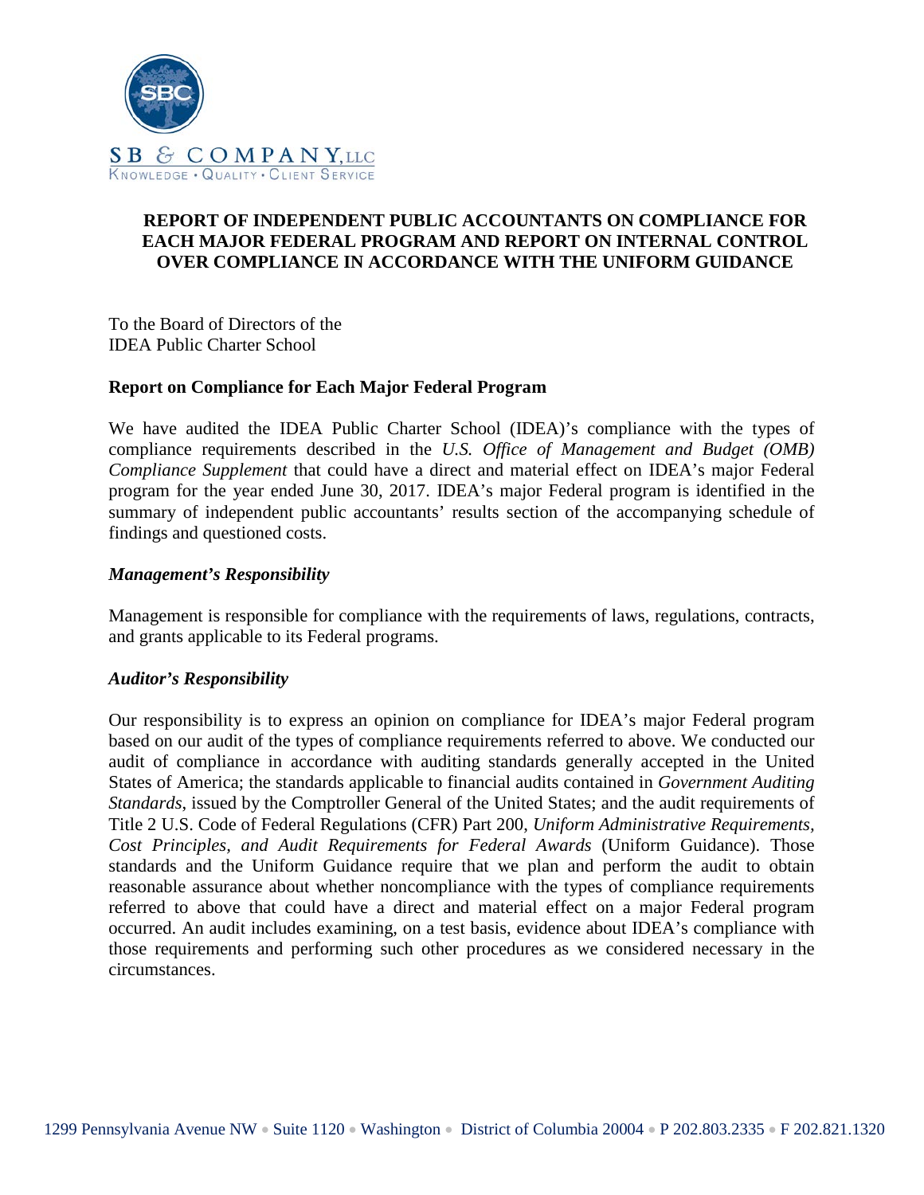SB & COMPANY, LLC
KNOWLEDGE • QUALITY • CLIENT SERVICE

# REPORT OF INDEPENDENT PUBLIC ACCOUNTANTS ON COMPLIANCE FOR EACH MAJOR FEDERAL PROGRAM AND REPORT ON INTERNAL CONTROL OVER COMPLIANCE IN ACCORDANCE WITH THE UNIFORM GUIDANCE

To the Board of Directors of the
IDEA Public Charter School

## Report on Compliance for Each Major Federal Program

We have audited the IDEA Public Charter School (IDEA)'s compliance with the types of compliance requirements described in the *U.S. Office of Management and Budget (OMB) Compliance Supplement* that could have a direct and material effect on IDEA's major Federal program for the year ended June 30, 2017. IDEA's major Federal program is identified in the summary of independent public accountants' results section of the accompanying schedule of findings and questioned costs.

### *Management's Responsibility*

Management is responsible for compliance with the requirements of laws, regulations, contracts, and grants applicable to its Federal programs.

### *Auditor's Responsibility*

Our responsibility is to express an opinion on compliance for IDEA's major Federal program based on our audit of the types of compliance requirements referred to above. We conducted our audit of compliance in accordance with auditing standards generally accepted in the United States of America; the standards applicable to financial audits contained in *Government Auditing Standards*, issued by the Comptroller General of the United States; and the audit requirements of Title 2 U.S. Code of Federal Regulations (CFR) Part 200, *Uniform Administrative Requirements, Cost Principles, and Audit Requirements for Federal Awards* (Uniform Guidance). Those standards and the Uniform Guidance require that we plan and perform the audit to obtain reasonable assurance about whether noncompliance with the types of compliance requirements referred to above that could have a direct and material effect on a major Federal program occurred. An audit includes examining, on a test basis, evidence about IDEA's compliance with those requirements and performing such other procedures as we considered necessary in the circumstances.

1299 Pennsylvania Avenue NW • Suite 1120 • Washington • District of Columbia 20004 • P 202.803.2335 • F 202.821.1320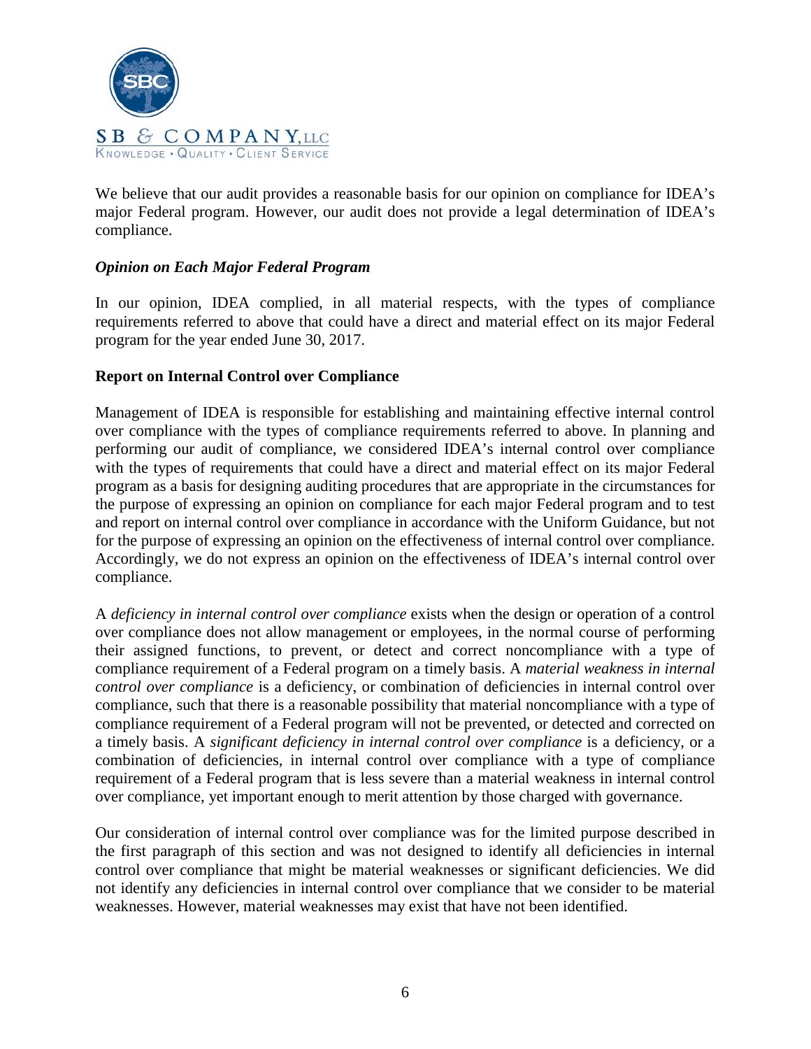We believe that our audit provides a reasonable basis for our opinion on compliance for IDEA's major Federal program. However, our audit does not provide a legal determination of IDEA's compliance.

### *Opinion on Each Major Federal Program*

In our opinion, IDEA complied, in all material respects, with the types of compliance requirements referred to above that could have a direct and material effect on its major Federal program for the year ended June 30, 2017.

## Report on Internal Control over Compliance

Management of IDEA is responsible for establishing and maintaining effective internal control over compliance with the types of compliance requirements referred to above. In planning and performing our audit of compliance, we considered IDEA's internal control over compliance with the types of requirements that could have a direct and material effect on its major Federal program as a basis for designing auditing procedures that are appropriate in the circumstances for the purpose of expressing an opinion on compliance for each major Federal program and to test and report on internal control over compliance in accordance with the Uniform Guidance, but not for the purpose of expressing an opinion on the effectiveness of internal control over compliance. Accordingly, we do not express an opinion on the effectiveness of IDEA's internal control over compliance.

A *deficiency in internal control over compliance* exists when the design or operation of a control over compliance does not allow management or employees, in the normal course of performing their assigned functions, to prevent, or detect and correct noncompliance with a type of compliance requirement of a Federal program on a timely basis. A *material weakness in internal control over compliance* is a deficiency, or combination of deficiencies in internal control over compliance, such that there is a reasonable possibility that material noncompliance with a type of compliance requirement of a Federal program will not be prevented, or detected and corrected on a timely basis. A *significant deficiency in internal control over compliance* is a deficiency, or a combination of deficiencies, in internal control over compliance with a type of compliance requirement of a Federal program that is less severe than a material weakness in internal control over compliance, yet important enough to merit attention by those charged with governance.

Our consideration of internal control over compliance was for the limited purpose described in the first paragraph of this section and was not designed to identify all deficiencies in internal control over compliance that might be material weaknesses or significant deficiencies. We did not identify any deficiencies in internal control over compliance that we consider to be material weaknesses. However, material weaknesses may exist that have not been identified.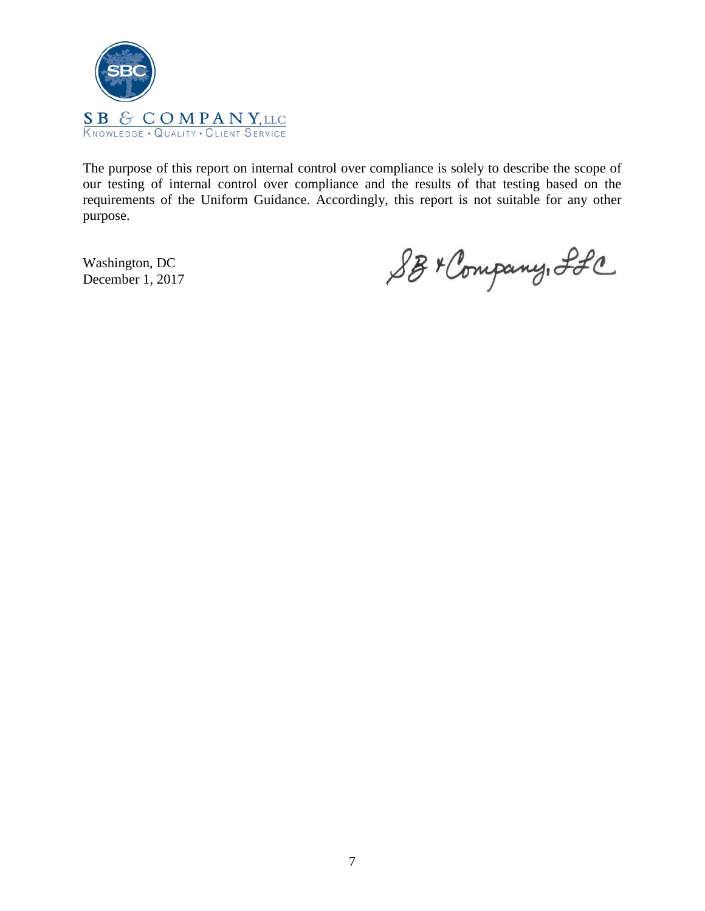SB & COMPANY, LLC

KNOWLEDGE • QUALITY • CLIENT SERVICE

The purpose of this report on internal control over compliance is solely to describe the scope of our testing of internal control over compliance and the results of that testing based on the requirements of the Uniform Guidance. Accordingly, this report is not suitable for any other purpose.

Washington, DC
December 1, 2017

SB & Company, LLC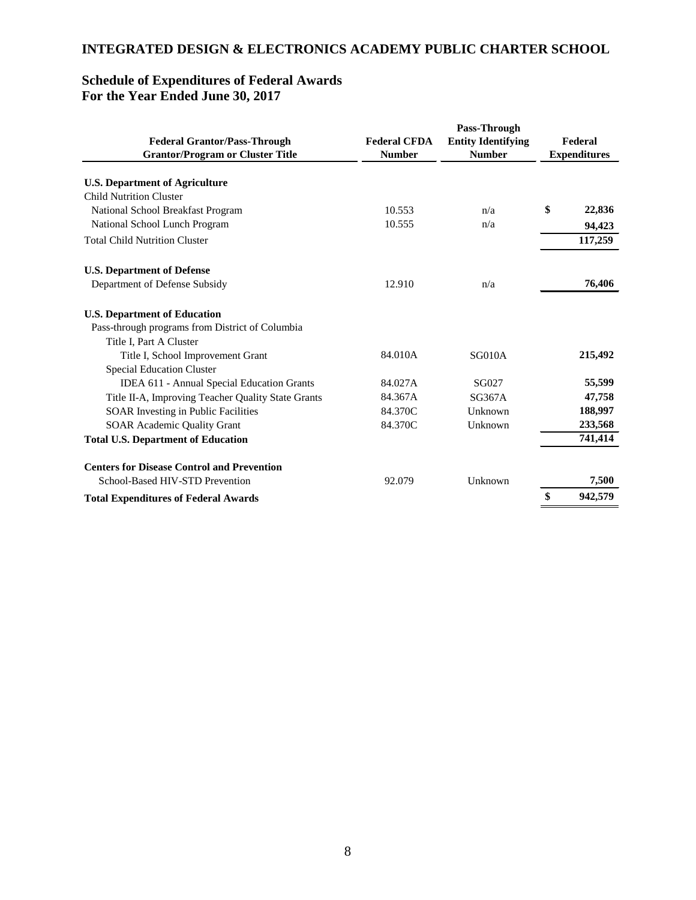# INTEGRATED DESIGN & ELECTRONICS ACADEMY PUBLIC CHARTER SCHOOL

## Schedule of Expenditures of Federal Awards
## For the Year Ended June 30, 2017

| Federal Grantor/Pass-Through Grantor/Program or Cluster Title | Federal CFDA Number | Pass-Through Entity Identifying Number | Federal Expenditures |
|---|---|---|---|
| **U.S. Department of Agriculture** | | | |
| Child Nutrition Cluster | | | |
| National School Breakfast Program | 10.553 | n/a | $ 22,836 |
| National School Lunch Program | 10.555 | n/a | 94,423 |
| Total Child Nutrition Cluster | | | 117,259 |
| **U.S. Department of Defense** | | | |
| Department of Defense Subsidy | 12.910 | n/a | 76,406 |
| **U.S. Department of Education** | | | |
| Pass-through programs from District of Columbia | | | |
| Title I, Part A Cluster | | | |
| Title I, School Improvement Grant | 84.010A | SG010A | 215,492 |
| Special Education Cluster | | | |
| IDEA 611 - Annual Special Education Grants | 84.027A | SG027 | 55,599 |
| Title II-A, Improving Teacher Quality State Grants | 84.367A | SG367A | 47,758 |
| SOAR Investing in Public Facilities | 84.370C | Unknown | 188,997 |
| SOAR Academic Quality Grant | 84.370C | Unknown | 233,568 |
| **Total U.S. Department of Education** | | | 741,414 |
| **Centers for Disease Control and Prevention** | | | |
| School-Based HIV-STD Prevention | 92.079 | Unknown | 7,500 |
| **Total Expenditures of Federal Awards** | | | $ 942,579 |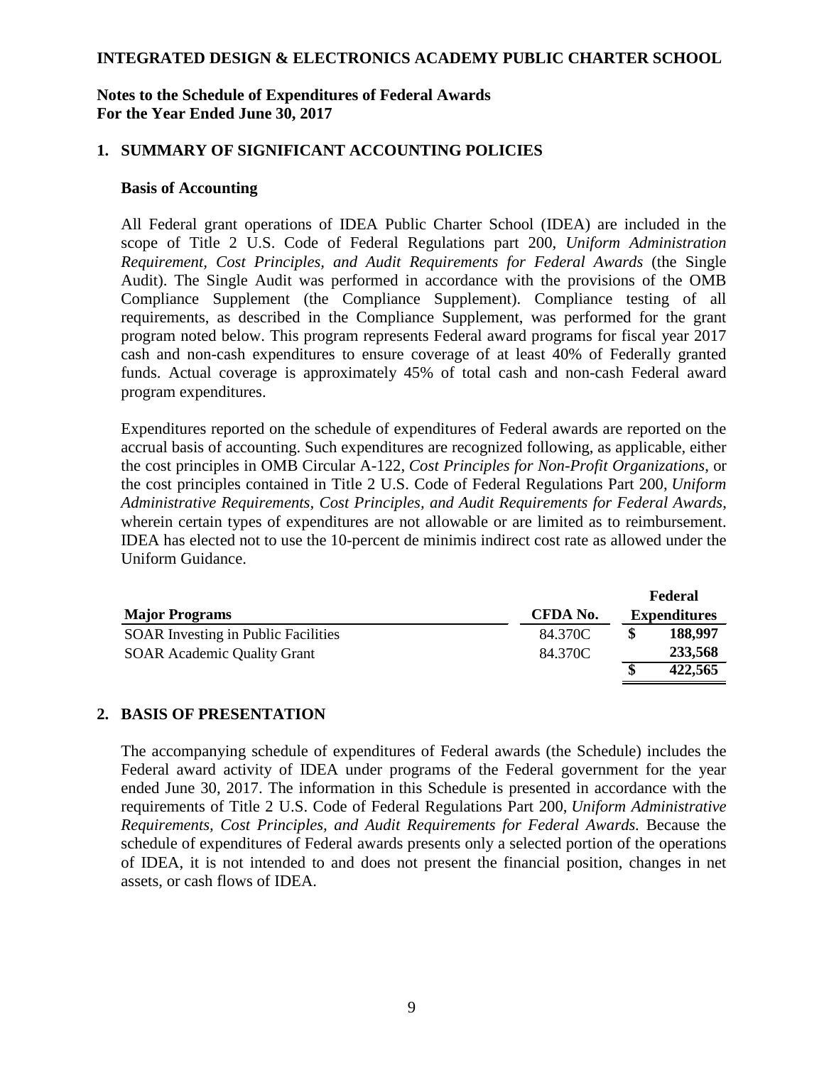**INTEGRATED DESIGN & ELECTRONICS ACADEMY PUBLIC CHARTER SCHOOL**

**Notes to the Schedule of Expenditures of Federal Awards**
**For the Year Ended June 30, 2017**

## 1. SUMMARY OF SIGNIFICANT ACCOUNTING POLICIES

### Basis of Accounting

All Federal grant operations of IDEA Public Charter School (IDEA) are included in the scope of Title 2 U.S. Code of Federal Regulations part 200, *Uniform Administration Requirement, Cost Principles, and Audit Requirements for Federal Awards* (the Single Audit). The Single Audit was performed in accordance with the provisions of the OMB Compliance Supplement (the Compliance Supplement). Compliance testing of all requirements, as described in the Compliance Supplement, was performed for the grant program noted below. This program represents Federal award programs for fiscal year 2017 cash and non-cash expenditures to ensure coverage of at least 40% of Federally granted funds. Actual coverage is approximately 45% of total cash and non-cash Federal award program expenditures.

Expenditures reported on the schedule of expenditures of Federal awards are reported on the accrual basis of accounting. Such expenditures are recognized following, as applicable, either the cost principles in OMB Circular A-122, *Cost Principles for Non-Profit Organizations*, or the cost principles contained in Title 2 U.S. Code of Federal Regulations Part 200, *Uniform Administrative Requirements, Cost Principles, and Audit Requirements for Federal Awards*, wherein certain types of expenditures are not allowable or are limited as to reimbursement. IDEA has elected not to use the 10-percent de minimis indirect cost rate as allowed under the Uniform Guidance.

| Major Programs | CFDA No. | Federal Expenditures |
|---|---|---|
| SOAR Investing in Public Facilities | 84.370C | $ 188,997 |
| SOAR Academic Quality Grant | 84.370C | 233,568 |
| | | $ 422,565 |

## 2. BASIS OF PRESENTATION

The accompanying schedule of expenditures of Federal awards (the Schedule) includes the Federal award activity of IDEA under programs of the Federal government for the year ended June 30, 2017. The information in this Schedule is presented in accordance with the requirements of Title 2 U.S. Code of Federal Regulations Part 200, *Uniform Administrative Requirements, Cost Principles, and Audit Requirements for Federal Awards.* Because the schedule of expenditures of Federal awards presents only a selected portion of the operations of IDEA, it is not intended to and does not present the financial position, changes in net assets, or cash flows of IDEA.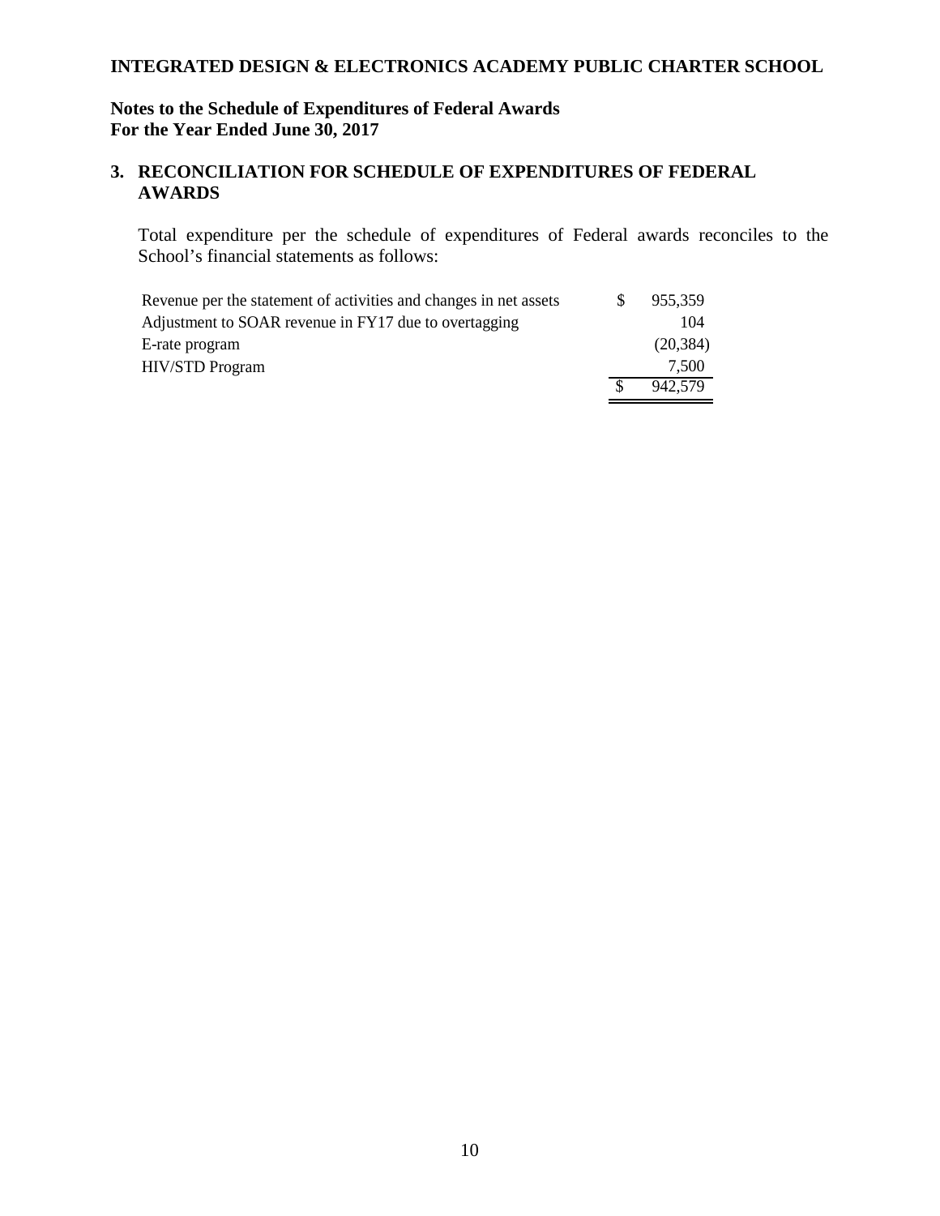**INTEGRATED DESIGN & ELECTRONICS ACADEMY PUBLIC CHARTER SCHOOL**

**Notes to the Schedule of Expenditures of Federal Awards**
**For the Year Ended June 30, 2017**

## 3. RECONCILIATION FOR SCHEDULE OF EXPENDITURES OF FEDERAL AWARDS

Total expenditure per the schedule of expenditures of Federal awards reconciles to the School's financial statements as follows:

| | | |
|---|---|---|
| Revenue per the statement of activities and changes in net assets | $ | 955,359 |
| Adjustment to SOAR revenue in FY17 due to overtagging | | 104 |
| E-rate program | | (20,384) |
| HIV/STD Program | | 7,500 |
| | $ | 942,579 |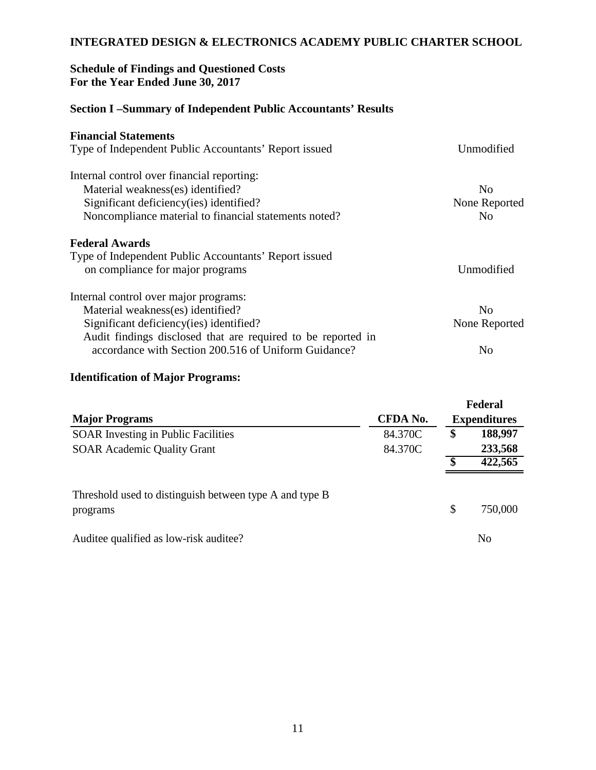# INTEGRATED DESIGN & ELECTRONICS ACADEMY PUBLIC CHARTER SCHOOL

**Schedule of Findings and Questioned Costs**
**For the Year Ended June 30, 2017**

## Section I –Summary of Independent Public Accountants' Results

### Financial Statements

| | |
|---|---|
| Type of Independent Public Accountants' Report issued | Unmodified |
| Internal control over financial reporting: | |
| Material weakness(es) identified? | No |
| Significant deficiency(ies) identified? | None Reported |
| Noncompliance material to financial statements noted? | No |

### Federal Awards

| | |
|---|---|
| Type of Independent Public Accountants' Report issued on compliance for major programs | Unmodified |
| Internal control over major programs: | |
| Material weakness(es) identified? | No |
| Significant deficiency(ies) identified? | None Reported |
| Audit findings disclosed that are required to be reported in accordance with Section 200.516 of Uniform Guidance? | No |

### Identification of Major Programs:

| Major Programs | CFDA No. | Federal Expenditures |
|---|---|---|
| SOAR Investing in Public Facilities | 84.370C | $ 188,997 |
| SOAR Academic Quality Grant | 84.370C | 233,568 |
| | | $ 422,565 |

| | |
|---|---|
| Threshold used to distinguish between type A and type B programs | $ 750,000 |
| Auditee qualified as low-risk auditee? | No |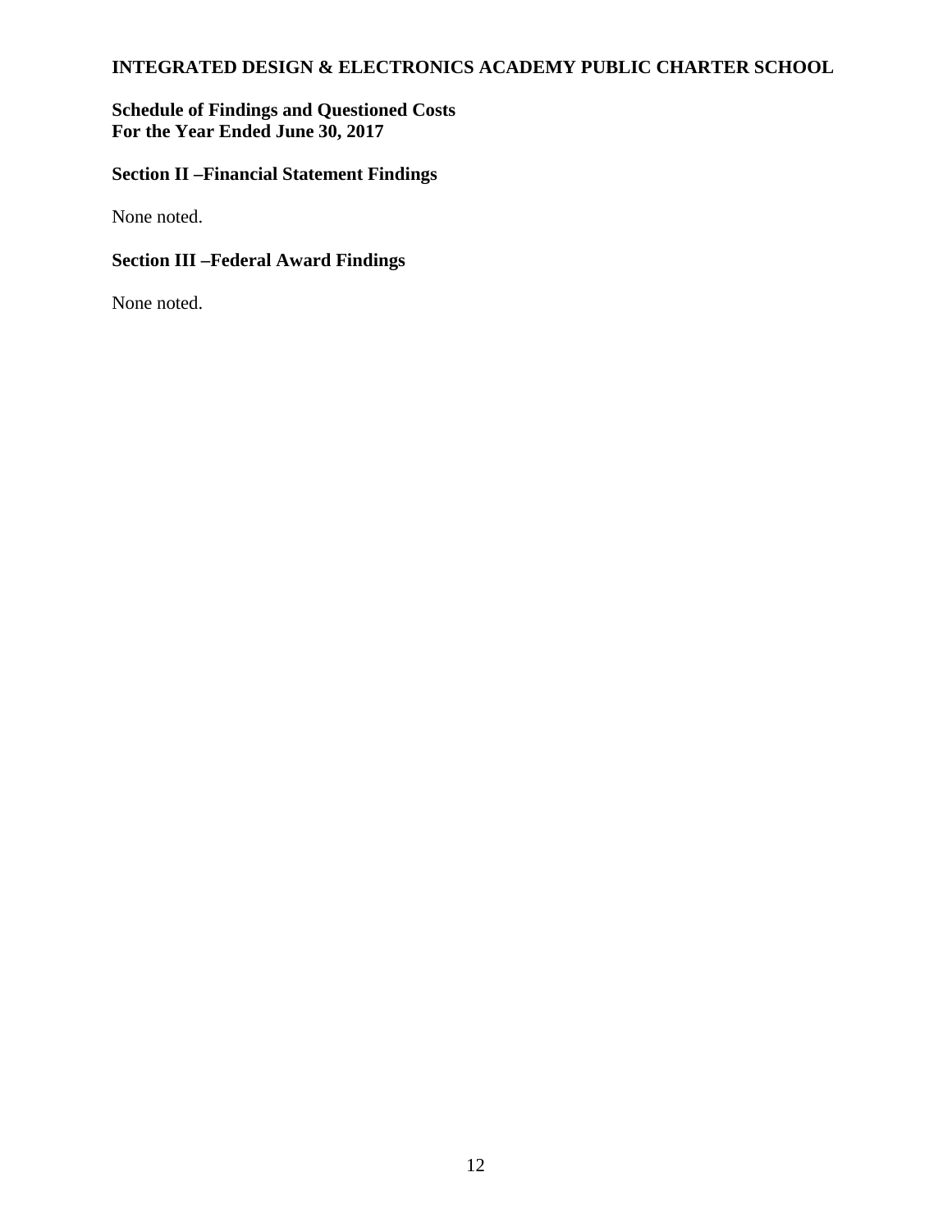**INTEGRATED DESIGN & ELECTRONICS ACADEMY PUBLIC CHARTER SCHOOL**

**Schedule of Findings and Questioned Costs**
**For the Year Ended June 30, 2017**

## Section II –Financial Statement Findings

None noted.

## Section III –Federal Award Findings

None noted.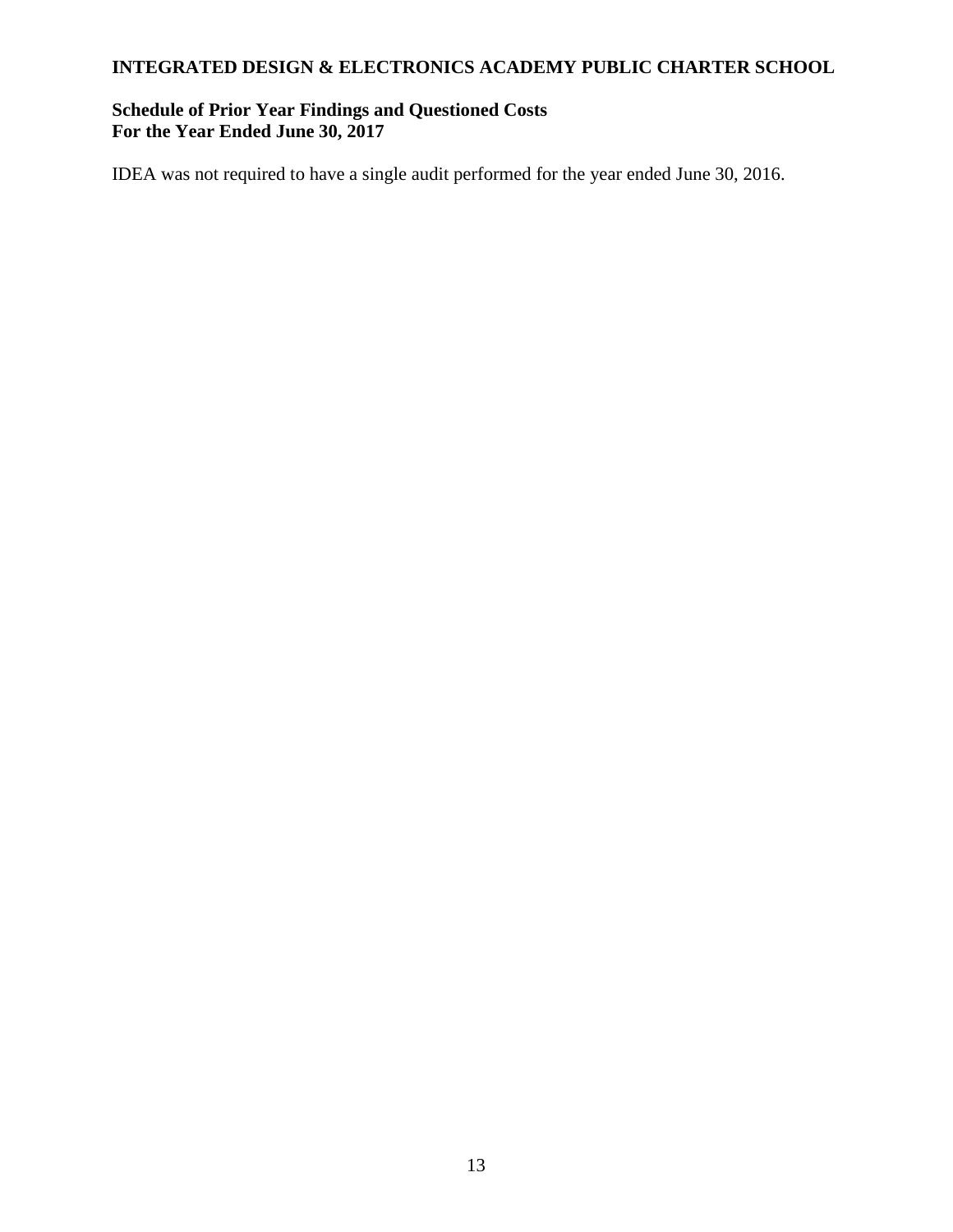**INTEGRATED DESIGN & ELECTRONICS ACADEMY PUBLIC CHARTER SCHOOL**

**Schedule of Prior Year Findings and Questioned Costs**
**For the Year Ended June 30, 2017**

IDEA was not required to have a single audit performed for the year ended June 30, 2016.